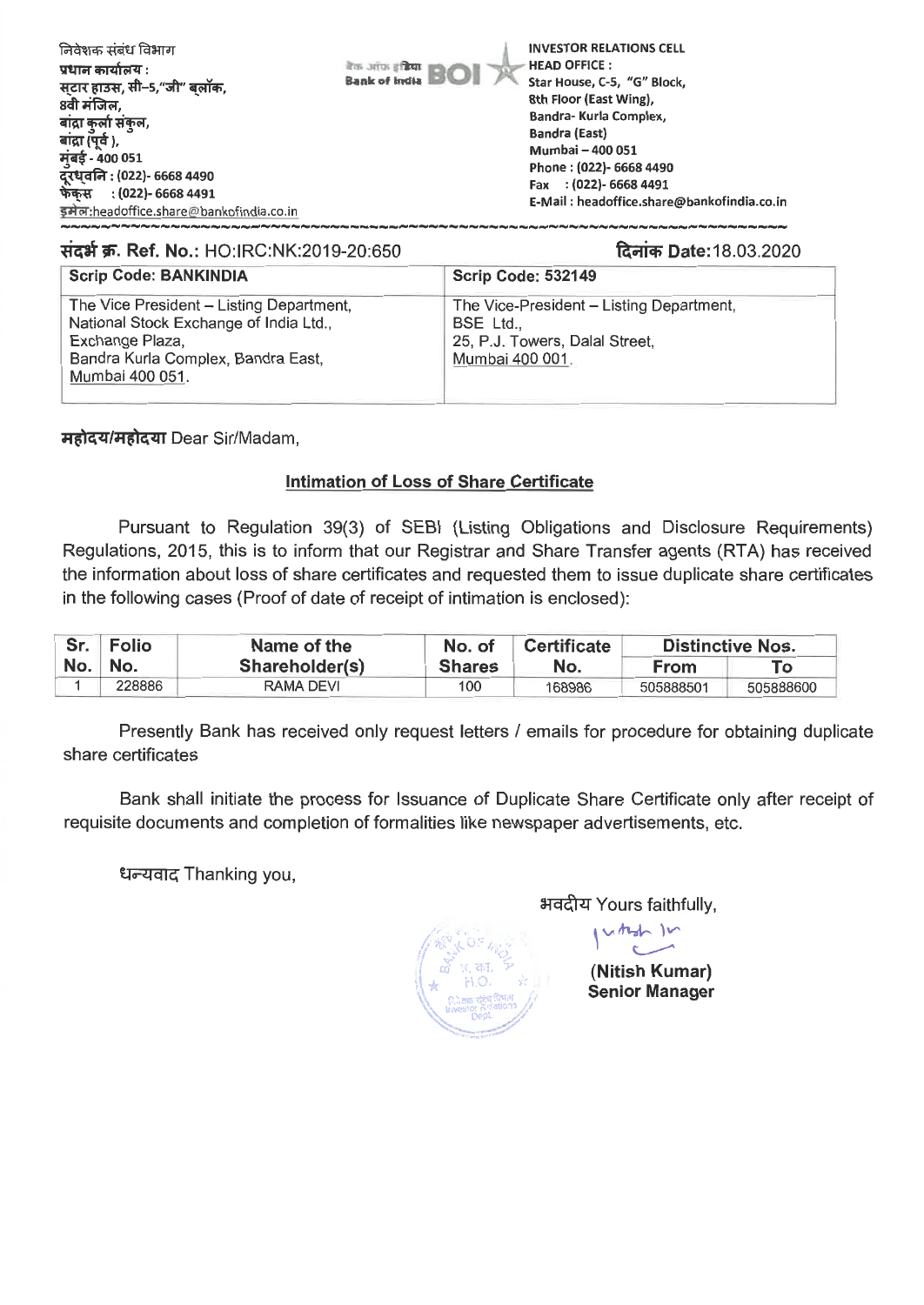निवेशक संबंध विभाग
प्रधान कार्यालय :
स्टार हाउस, सी–5,"जी" ब्लॉक,
8वी मंजिल,
बांद्रा कुर्ला संकुल,
बांद्रा (पूर्व ),
मुंबई - 400 051
दूरध्वनि : (022)- 6668 4490
फैक्स : (022)- 6668 4491
इमेल:headoffice.share@bankofindia.co.in

बैंक ऑफ इंडिया Bank of India BOI

INVESTOR RELATIONS CELL
HEAD OFFICE :
Star House, C-5, "G" Block,
8th Floor (East Wing),
Bandra- Kurla Complex,
Bandra (East)
Mumbai – 400 051
Phone : (022)- 6668 4490
Fax : (022)- 6668 4491
E-Mail : headoffice.share@bankofindia.co.in

संदर्भ क्र. Ref. No.: HO:IRC:NK:2019-20:650

दिनांक Date: 18.03.2020

| Scrip Code: BANKINDIA | Scrip Code: 532149 |
|---|---|
| The Vice President – Listing Department, National Stock Exchange of India Ltd., Exchange Plaza, Bandra Kurla Complex, Bandra East, Mumbai 400 051. | The Vice-President – Listing Department, BSE Ltd., 25, P.J. Towers, Dalal Street, Mumbai 400 001. |

महोदय/महोदया Dear Sir/Madam,

## Intimation of Loss of Share Certificate

Pursuant to Regulation 39(3) of SEBI (Listing Obligations and Disclosure Requirements) Regulations, 2015, this is to inform that our Registrar and Share Transfer agents (RTA) has received the information about loss of share certificates and requested them to issue duplicate share certificates in the following cases (Proof of date of receipt of intimation is enclosed):

| Sr. No. | Folio No. | Name of the Shareholder(s) | No. of Shares | Certificate No. | Distinctive Nos. | |
|---|---|---|---|---|---|---|
| | | | | | From | To |
| 1 | 228886 | RAMA DEVI | 100 | 168986 | 505888501 | 505888600 |

Presently Bank has received only request letters / emails for procedure for obtaining duplicate share certificates

Bank shall initiate the process for Issuance of Duplicate Share Certificate only after receipt of requisite documents and completion of formalities like newspaper advertisements, etc.

धन्यवाद Thanking you,

भवदीय Yours faithfully,

(Nitish Kumar)
Senior Manager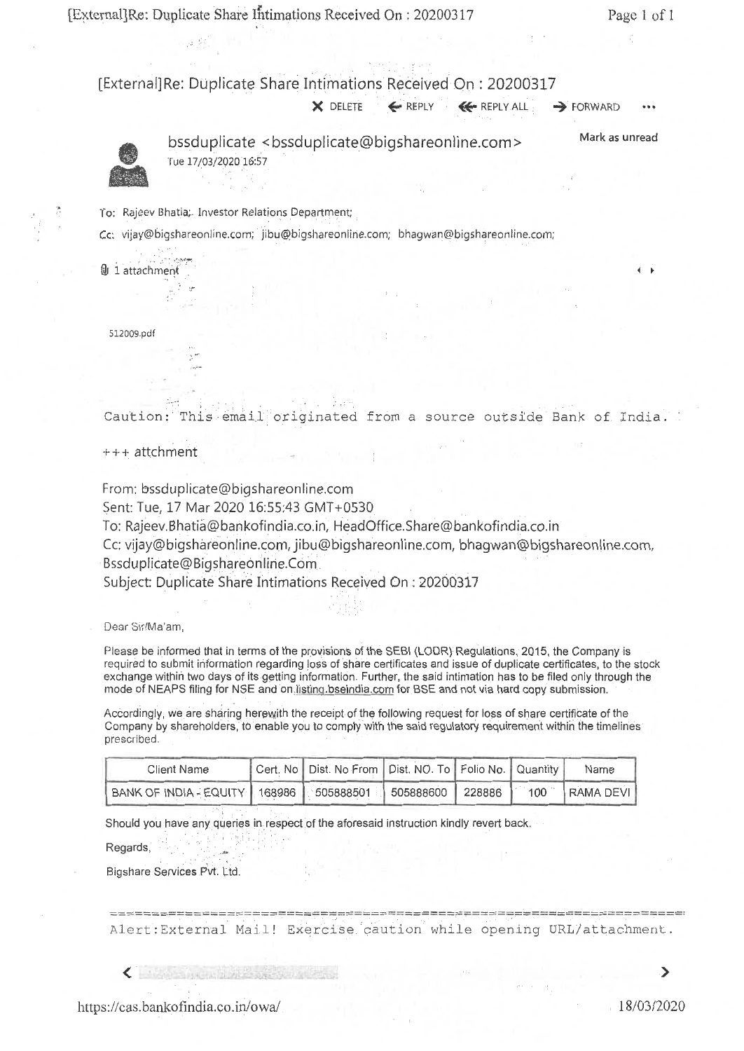# [External]Re: Duplicate Share Intimations Received On : 20200317

X DELETE ← REPLY ≪ REPLY ALL → FORWARD •••

bssduplicate <bssduplicate@bigshareonline.com>
Tue 17/03/2020 16:57

Mark as unread

To: Rajeev Bhatia; Investor Relations Department;

Cc: vijay@bigshareonline.com; jibu@bigshareonline.com; bhagwan@bigshareonline.com;

1 attachment

512009.pdf

Caution: This email originated from a source outside Bank of India.

+++ attchment

From: bssduplicate@bigshareonline.com
Sent: Tue, 17 Mar 2020 16:55:43 GMT+0530
To: Rajeev.Bhatia@bankofindia.co.in, HeadOffice.Share@bankofindia.co.in
Cc: vijay@bigshareonline.com, jibu@bigshareonline.com, bhagwan@bigshareonline.com, Bssduplicate@Bigshareonline.Com
Subject: Duplicate Share Intimations Received On : 20200317

Dear Sir/Ma'am,

Please be informed that in terms of the provisions of the SEBI (LODR) Regulations, 2015, the Company is required to submit information regarding loss of share certificates and issue of duplicate certificates, to the stock exchange within two days of its getting information. Further, the said intimation has to be filed only through the mode of NEAPS filing for NSE and on listing.bseindia.com for BSE and not via hard copy submission.

Accordingly, we are sharing herewith the receipt of the following request for loss of share certificate of the Company by shareholders, to enable you to comply with the said regulatory requirement within the timelines prescribed.

| Client Name | Cert. No | Dist. No From | Dist. NO. To | Folio No. | Quantity | Name |
|---|---|---|---|---|---|---|
| BANK OF INDIA - EQUITY | 168986 | 505888501 | 505888600 | 228886 | 100 | RAMA DEVI |

Should you have any queries in respect of the aforesaid instruction kindly revert back.

Regards,

Bigshare Services Pvt. Ltd.

Alert:External Mail! Exercise caution while opening URL/attachment.

https://cas.bankofindia.co.in/owa/ 18/03/2020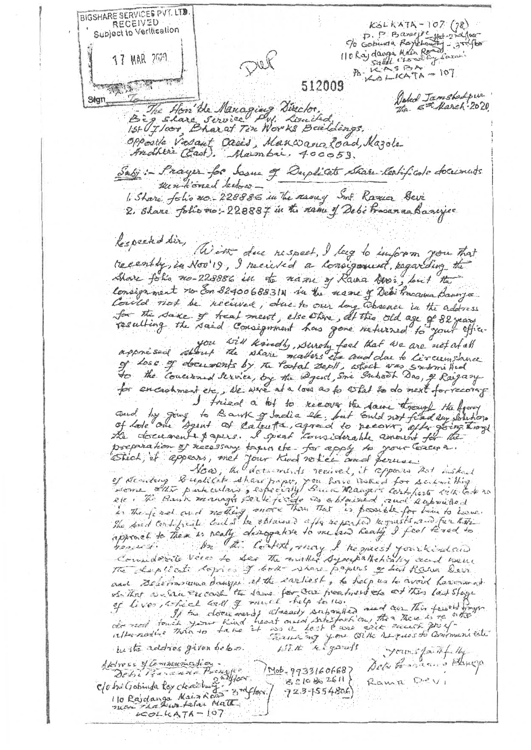BIGSHARE SERVICES PVT. LTD.
RECEIVED
Subject to Verification

17 MAR 2020

Sign

DUP

512009

KOLKATA - 107 (78)
D. P. Banerjee 1st-3rd floor
C/o Gobinda Roychowdhury - 3rd floor
110 Rajdanga Main Road
Salt Lake Chowdhury Sarani
P.S. KASBA
KOLKATA - 107

Dated Jamshedpur
The 6th March 2020

The Hon'ble Managing Director,
Big Share Service Pvt. Limited,
1st Floor, Bharat Tin Works Buildings,
Opposite Vasant Oasis, Makwana Road, Marol,
Andheri (East). Mumbai. 400059.

Subj :- Prayer for Issue of Duplicate Share Certificate documents mentioned below -

1. Share folio no.- 228886 in the name of Smt Rama Devi
2. Share folio no:- 228887 in the name of Debi Prasanna Banerjee

Respected Sir,

With due respect, I beg to inform you that recently, in Nov'19, I received a consignment, regarding the share folio no-228886 in the name of Rama Devi, but the consignment no-Em 824006883IN in the name of Debi Prasanna Banerjee could not be received, due to our long absence in the address for the sake of treatment, else where, at this old age of 82 years resulting the said consignment has gone returned to your office.

You will kindly, surely feel that we are not at all appraised about the share matters etc and due to circumstance of loss of documents by the Postal deptt, which was submitted to the concerned Service, by the Agent, Sri Subodh Das, of Raigarh for encashment etc., we were at a loss as to what to do next for recovery.

I tried a lot to recover the same through the Agency and by going to Bank of India etc, but could not find any solution. of late one Agent at Calcutta, agreed to recover, after going through the documents papers. I spent considerable amount for the preparation of necessary papers etc - for apply to your concern, which, it appears, met your kind notice and peruse.

Now, the documents received, it appears that instead of sending duplicate share paper, you have asked for submitting some other particulars, especially Bank Manager's certificate with code no etc. The Bank manager's certificate as obtained and deposited is the final and nothing more than that is possible for him to issue. The said certificate could be obtained after repeated requests and further approach to them is really derogative to me and really I feel tired to request.

In the context, may I request your kind and considerate view to see the matter sympathetically and issue the duplicate copies of both share papers of Smt Rama Devi and Debi Prasanna Banerjee at the earliest, to help us to avoid harassment so that we can encash the same for our treatment etc at this last stage of lives, which will of much help to us.

If the documents already submitted and our this few lines do not touch your kind heart and satisfaction, then there is no other alternative than to take it as a lost case with much grief.

Thanking you with request to communicate to the address given below.

With regards

Yours faithfully
Debi Prasanna Banerjee
Rama Devi

Address of Communication -
Debi Prasanna Banerjee
C/o Sri Gobinda Roy chowdhury 3rd floor
110 Rajdanga Main Road - 3rd floor.
near Thakur tala Math
KOLKATA - 107

Mob - 9933160668
8210862611
7234554806